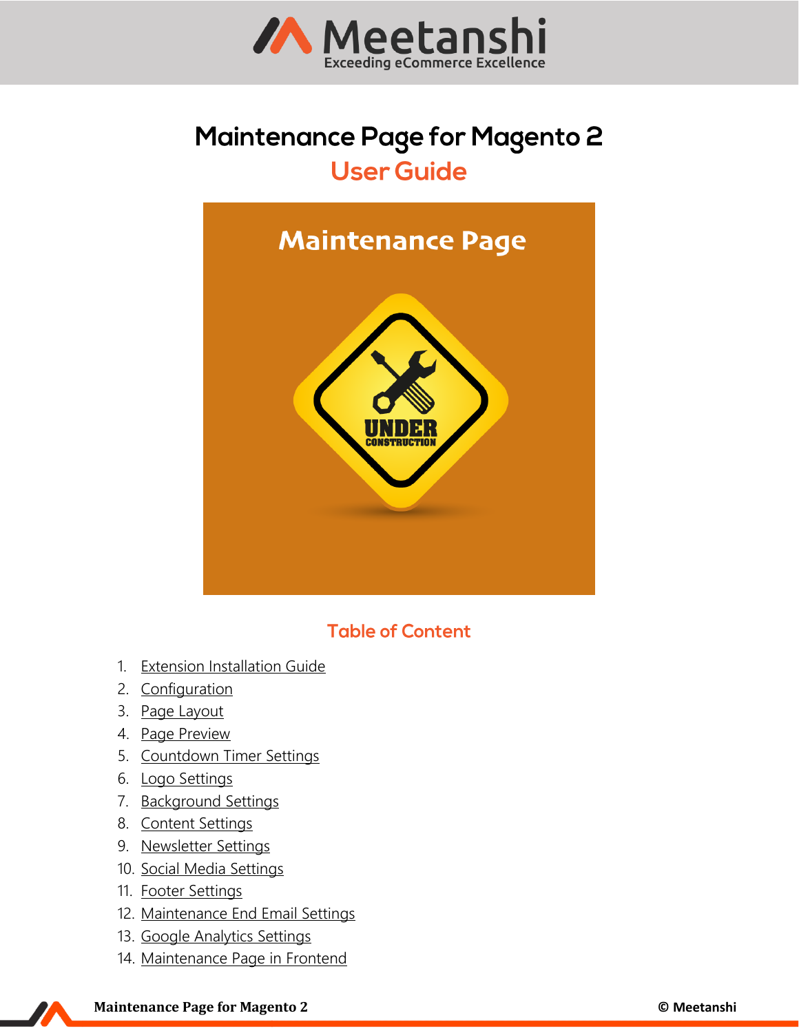# Maintenance Page for Magento 2

## User Guide

## Table of Content

1. Extension Installation Guide
2. Configuration
3. Page Layout
4. Page Preview
5. Countdown Timer Settings
6. Logo Settings
7. Background Settings
8. Content Settings
9. Newsletter Settings
10. Social Media Settings
11. Footer Settings
12. Maintenance End Email Settings
13. Google Analytics Settings
14. Maintenance Page in Frontend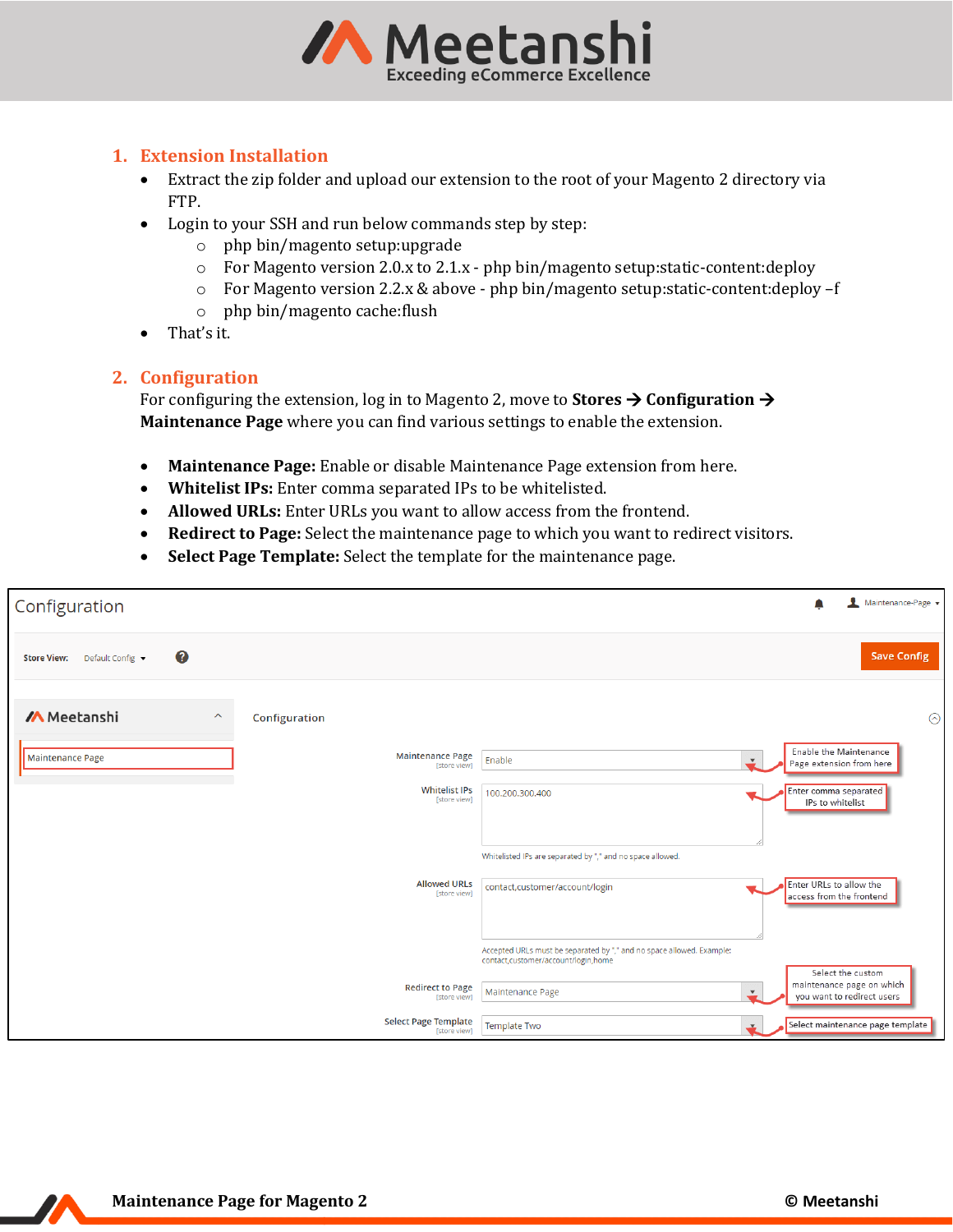## 1. Extension Installation

- Extract the zip folder and upload our extension to the root of your Magento 2 directory via FTP.
- Login to your SSH and run below commands step by step:
  - php bin/magento setup:upgrade
  - For Magento version 2.0.x to 2.1.x - php bin/magento setup:static-content:deploy
  - For Magento version 2.2.x & above - php bin/magento setup:static-content:deploy –f
  - php bin/magento cache:flush
- That's it.

## 2. Configuration

For configuring the extension, log in to Magento 2, move to **Stores → Configuration → Maintenance Page** where you can find various settings to enable the extension.

- **Maintenance Page:** Enable or disable Maintenance Page extension from here.
- **Whitelist IPs:** Enter comma separated IPs to be whitelisted.
- **Allowed URLs:** Enter URLs you want to allow access from the frontend.
- **Redirect to Page:** Select the maintenance page to which you want to redirect visitors.
- **Select Page Template:** Select the template for the maintenance page.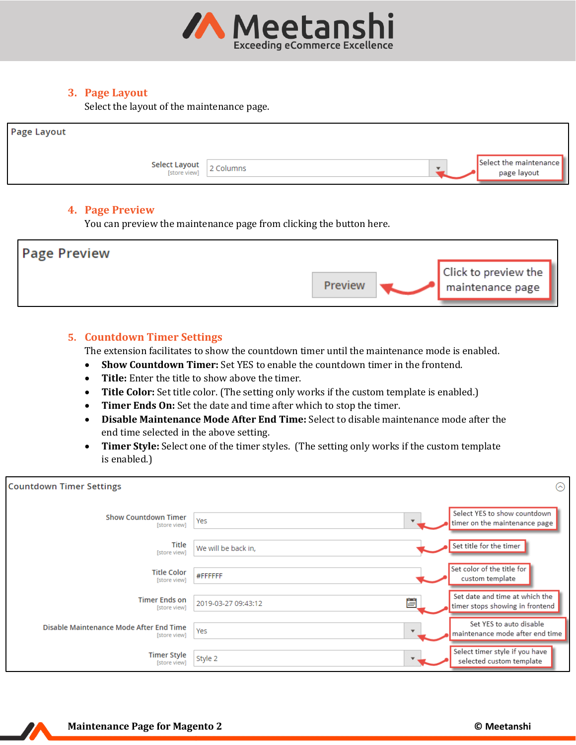## 3. Page Layout

Select the layout of the maintenance page.

Page Layout

Select Layout [store view] 2 Columns

Select the maintenance page layout

## 4. Page Preview

You can preview the maintenance page from clicking the button here.

Page Preview

Preview

Click to preview the maintenance page

## 5. Countdown Timer Settings

The extension facilitates to show the countdown timer until the maintenance mode is enabled.

- **Show Countdown Timer:** Set YES to enable the countdown timer in the frontend.
- **Title:** Enter the title to show above the timer.
- **Title Color:** Set title color. (The setting only works if the custom template is enabled.)
- **Timer Ends On:** Set the date and time after which to stop the timer.
- **Disable Maintenance Mode After End Time:** Select to disable maintenance mode after the end time selected in the above setting.
- **Timer Style:** Select one of the timer styles. (The setting only works if the custom template is enabled.)

Countdown Timer Settings

| Setting | Value | Note |
|---|---|---|
| Show Countdown Timer [store view] | Yes | Select YES to show countdown timer on the maintenance page |
| Title [store view] | We will be back in, | Set title for the timer |
| Title Color [store view] | #FFFFFF | Set color of the title for custom template |
| Timer Ends on [store view] | 2019-03-27 09:43:12 | Set date and time at which the timer stops showing in frontend |
| Disable Maintenance Mode After End Time [store view] | Yes | Set YES to auto disable maintenance mode after end time |
| Timer Style [store view] | Style 2 | Select timer style if you have selected custom template |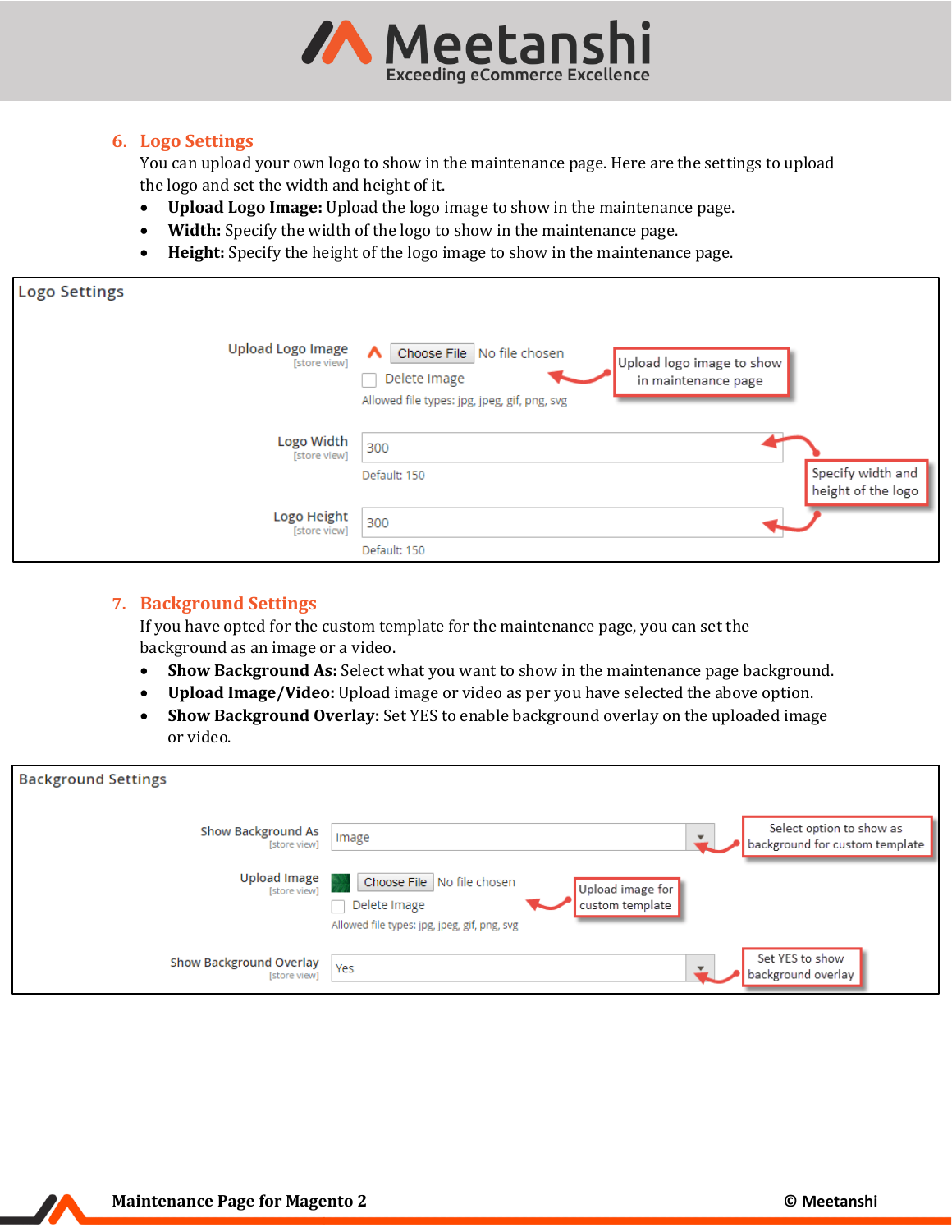## 6. Logo Settings

You can upload your own logo to show in the maintenance page. Here are the settings to upload the logo and set the width and height of it.

- **Upload Logo Image:** Upload the logo image to show in the maintenance page.
- **Width:** Specify the width of the logo to show in the maintenance page.
- **Height:** Specify the height of the logo image to show in the maintenance page.

Logo Settings

Upload Logo Image [store view] — Choose File No file chosen — Delete Image — Allowed file types: jpg, jpeg, gif, png, svg — Upload logo image to show in maintenance page

Logo Width [store view] — 300 — Default: 150

Logo Height [store view] — 300 — Default: 150

Specify width and height of the logo

## 7. Background Settings

If you have opted for the custom template for the maintenance page, you can set the background as an image or a video.

- **Show Background As:** Select what you want to show in the maintenance page background.
- **Upload Image/Video:** Upload image or video as per you have selected the above option.
- **Show Background Overlay:** Set YES to enable background overlay on the uploaded image or video.

Background Settings

Show Background As [store view] — Image — Select option to show as background for custom template

Upload Image [store view] — Choose File No file chosen — Delete Image — Allowed file types: jpg, jpeg, gif, png, svg — Upload image for custom template

Show Background Overlay [store view] — Yes — Set YES to show background overlay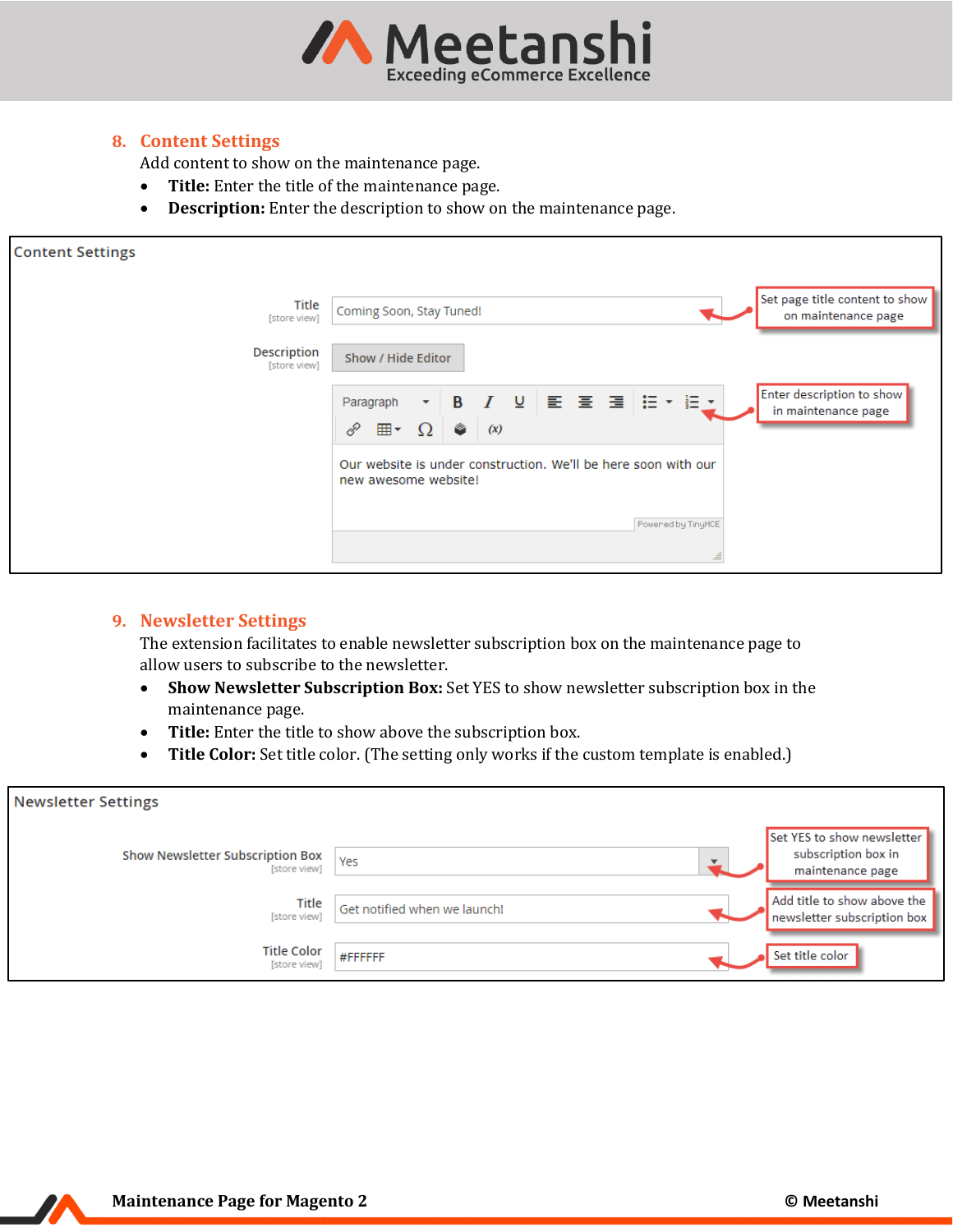## 8. Content Settings

Add content to show on the maintenance page.

- **Title:** Enter the title of the maintenance page.
- **Description:** Enter the description to show on the maintenance page.

Content Settings

Title [store view]: Coming Soon, Stay Tuned! — Set page title content to show on maintenance page

Description [store view]: Show / Hide Editor — Enter description to show in maintenance page

Our website is under construction. We'll be here soon with our new awesome website!

## 9. Newsletter Settings

The extension facilitates to enable newsletter subscription box on the maintenance page to allow users to subscribe to the newsletter.

- **Show Newsletter Subscription Box:** Set YES to show newsletter subscription box in the maintenance page.
- **Title:** Enter the title to show above the subscription box.
- **Title Color:** Set title color. (The setting only works if the custom template is enabled.)

Newsletter Settings

Show Newsletter Subscription Box [store view]: Yes — Set YES to show newsletter subscription box in maintenance page

Title [store view]: Get notified when we launch! — Add title to show above the newsletter subscription box

Title Color [store view]: #FFFFFF — Set title color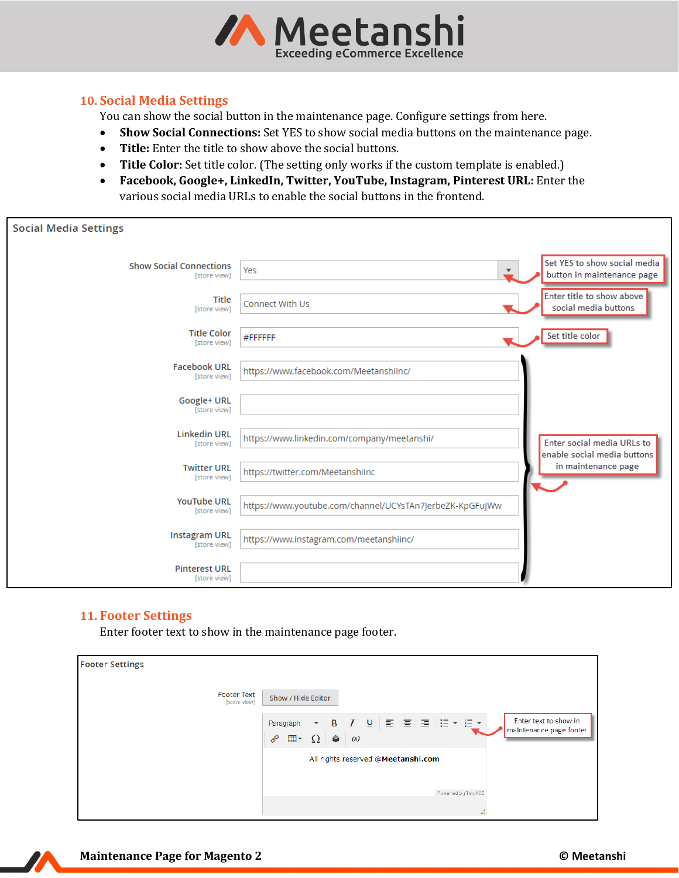## 10. Social Media Settings

You can show the social button in the maintenance page. Configure settings from here.

- **Show Social Connections:** Set YES to show social media buttons on the maintenance page.
- **Title:** Enter the title to show above the social buttons.
- **Title Color:** Set title color. (The setting only works if the custom template is enabled.)
- **Facebook, Google+, LinkedIn, Twitter, YouTube, Instagram, Pinterest URL:** Enter the various social media URLs to enable the social buttons in the frontend.

## 11. Footer Settings

Enter footer text to show in the maintenance page footer.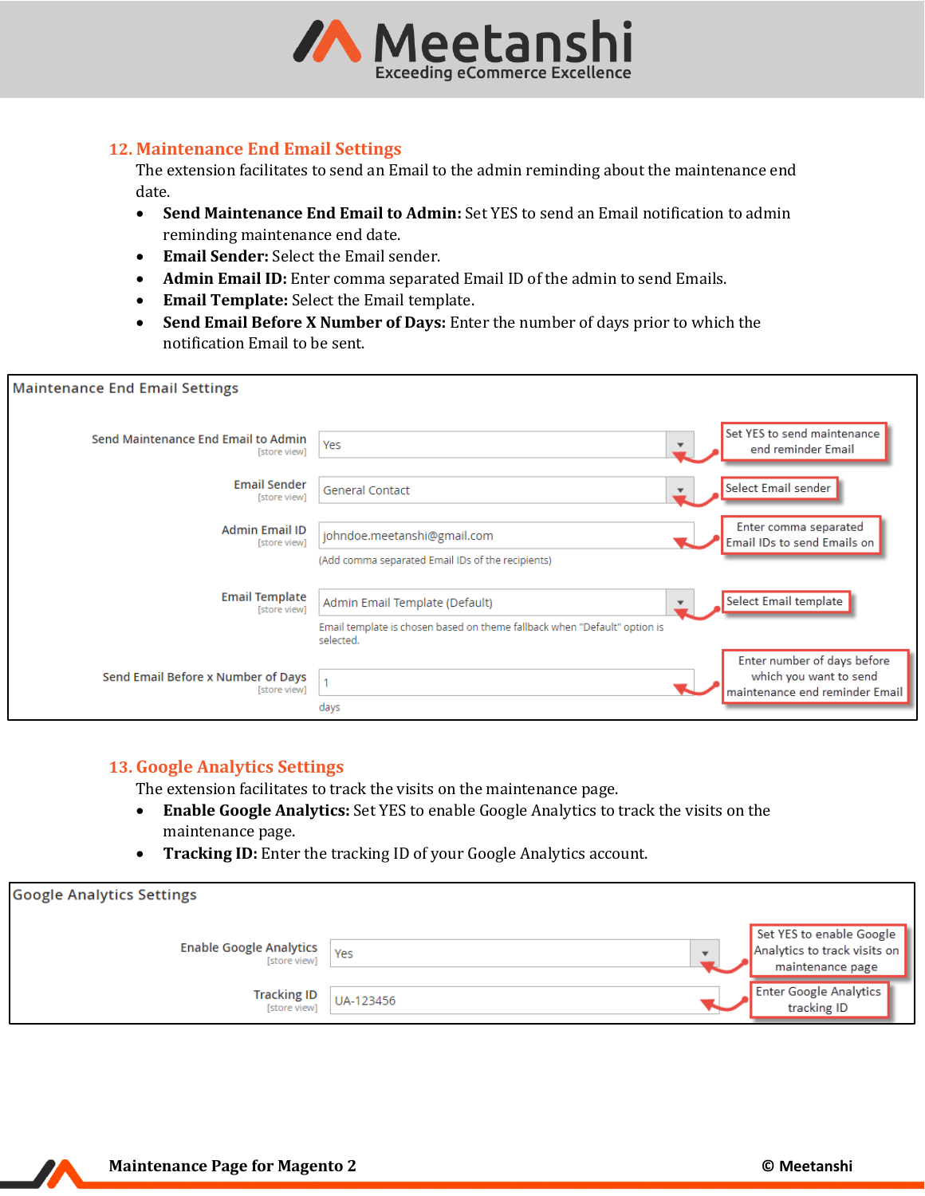## 12. Maintenance End Email Settings

The extension facilitates to send an Email to the admin reminding about the maintenance end date.

- **Send Maintenance End Email to Admin:** Set YES to send an Email notification to admin reminding maintenance end date.
- **Email Sender:** Select the Email sender.
- **Admin Email ID:** Enter comma separated Email ID of the admin to send Emails.
- **Email Template:** Select the Email template.
- **Send Email Before X Number of Days:** Enter the number of days prior to which the notification Email to be sent.

Maintenance End Email Settings

| Field | Value | Note |
| --- | --- | --- |
| Send Maintenance End Email to Admin [store view] | Yes | Set YES to send maintenance end reminder Email |
| Email Sender [store view] | General Contact | Select Email sender |
| Admin Email ID [store view] | johndoe.meetanshi@gmail.com (Add comma separated Email IDs of the recipients) | Enter comma separated Email IDs to send Emails on |
| Email Template [store view] | Admin Email Template (Default) Email template is chosen based on theme fallback when "Default" option is selected. | Select Email template |
| Send Email Before x Number of Days [store view] | 1 days | Enter number of days before which you want to send maintenance end reminder Email |

## 13. Google Analytics Settings

The extension facilitates to track the visits on the maintenance page.

- **Enable Google Analytics:** Set YES to enable Google Analytics to track the visits on the maintenance page.
- **Tracking ID:** Enter the tracking ID of your Google Analytics account.

Google Analytics Settings

| Field | Value | Note |
| --- | --- | --- |
| Enable Google Analytics [store view] | Yes | Set YES to enable Google Analytics to track visits on maintenance page |
| Tracking ID [store view] | UA-123456 | Enter Google Analytics tracking ID |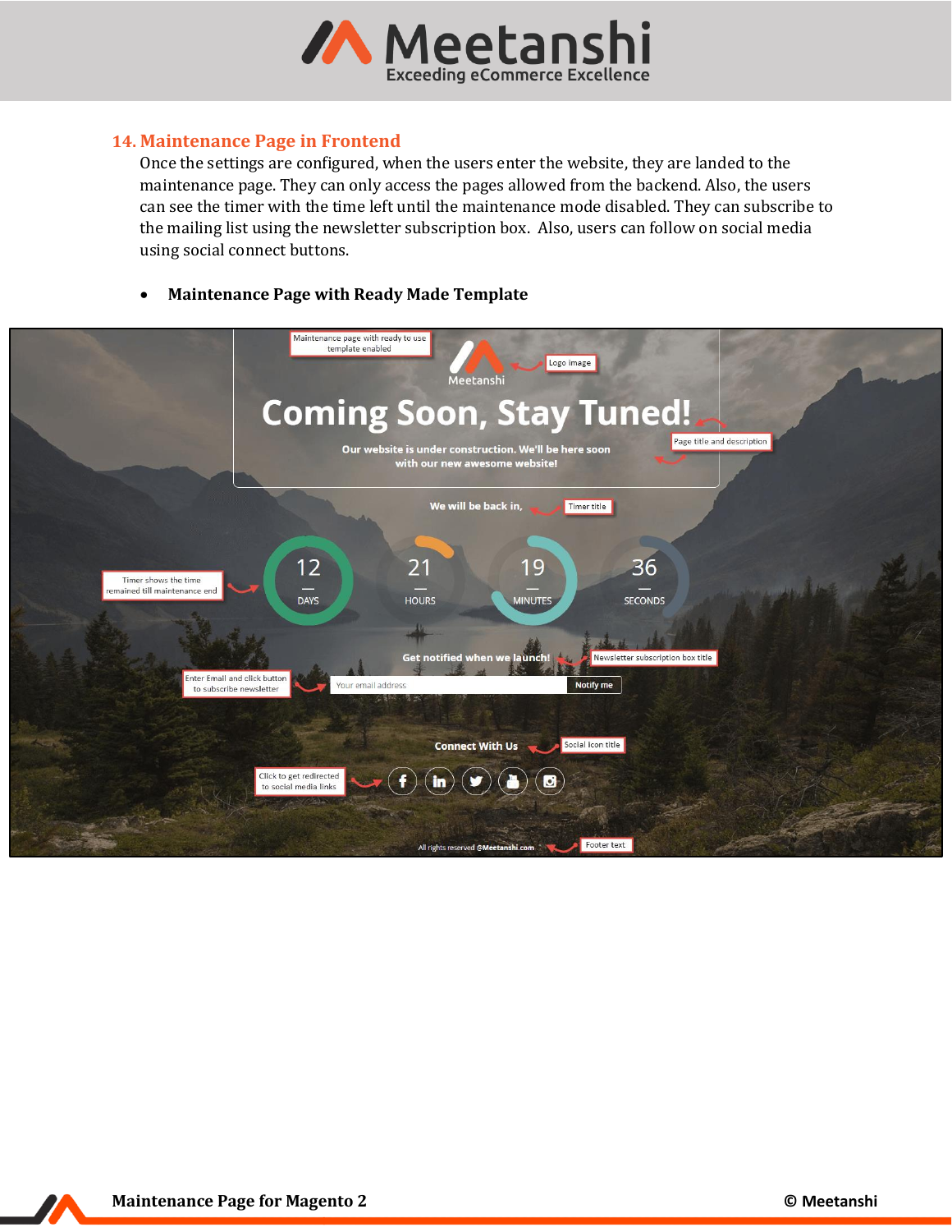## 14. Maintenance Page in Frontend

Once the settings are configured, when the users enter the website, they are landed to the maintenance page. They can only access the pages allowed from the backend. Also, the users can see the timer with the time left until the maintenance mode disabled. They can subscribe to the mailing list using the newsletter subscription box. Also, users can follow on social media using social connect buttons.

- **Maintenance Page with Ready Made Template**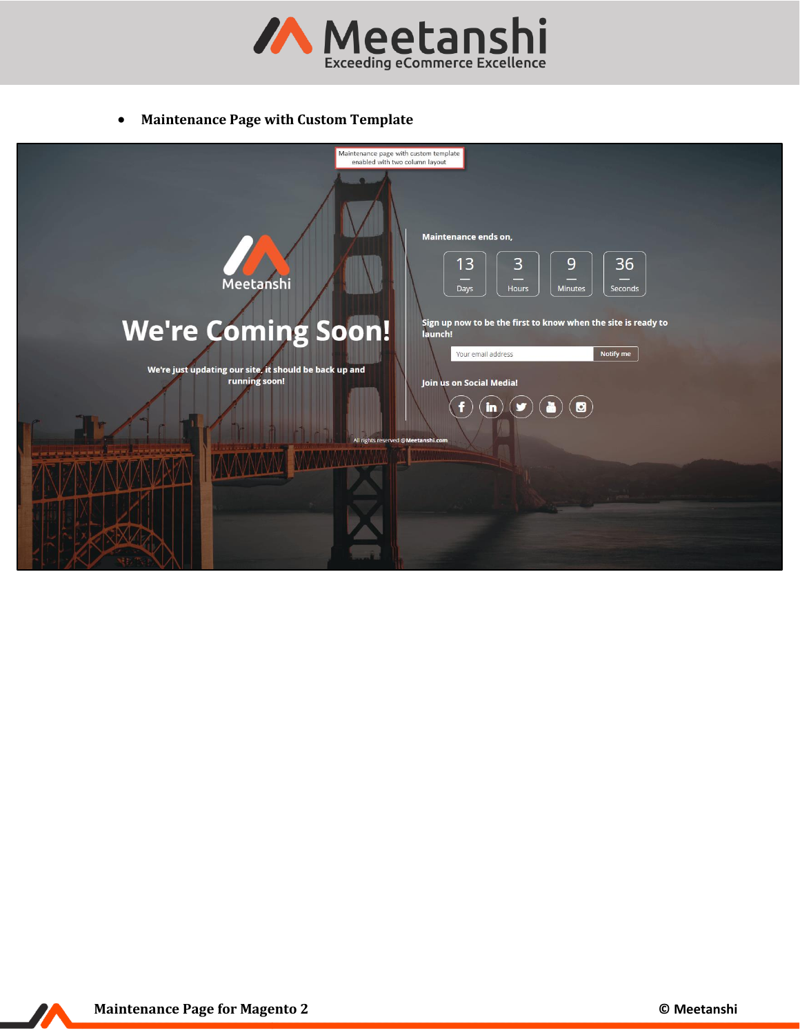- **Maintenance Page with Custom Template**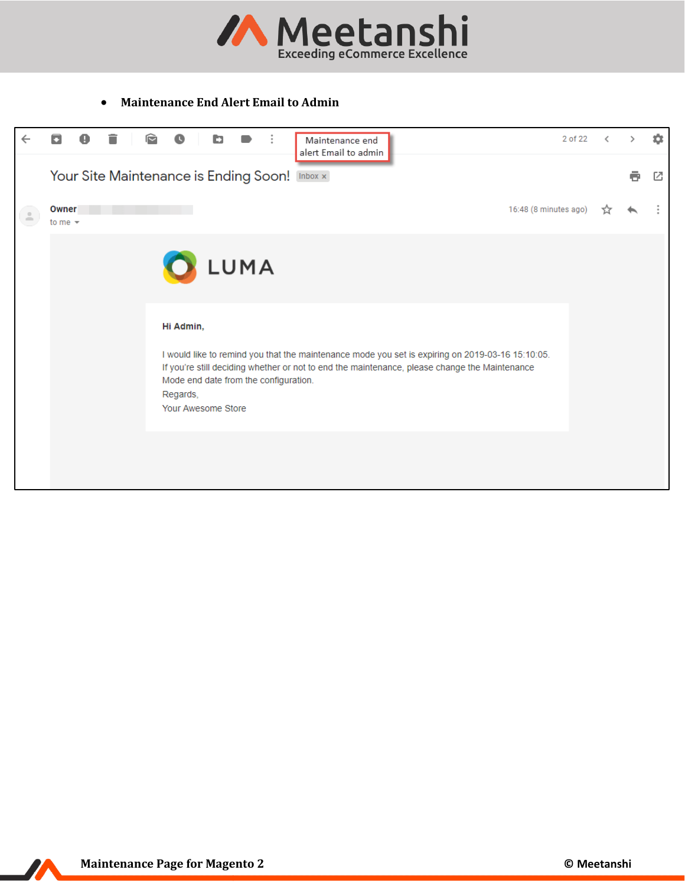- **Maintenance End Alert Email to Admin**

Maintenance end alert Email to admin

Your Site Maintenance is Ending Soon! Inbox

Owner

to me

16:48 (8 minutes ago)

LUMA

**Hi Admin,**

I would like to remind you that the maintenance mode you set is expiring on 2019-03-16 15:10:05. If you're still deciding whether or not to end the maintenance, please change the Maintenance Mode end date from the configuration.

Regards,

Your Awesome Store